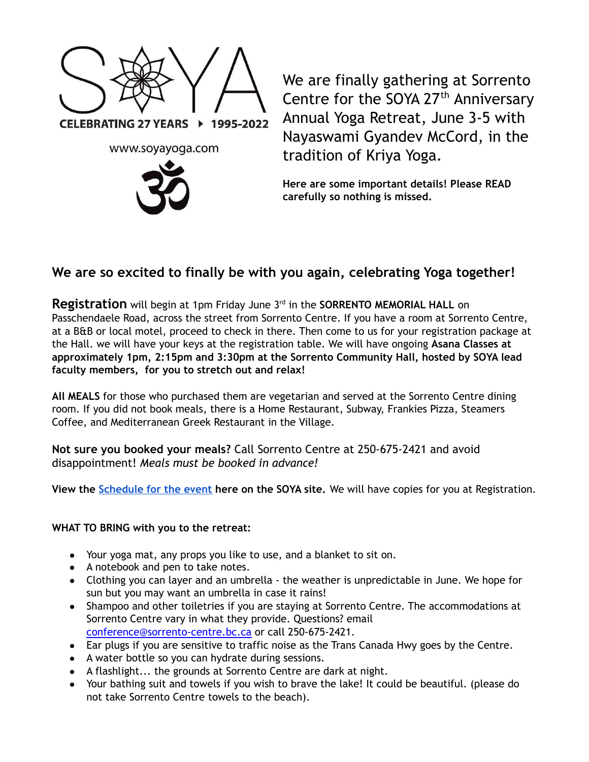SOYA

CELEBRATING 27 YEARS ▸ 1995-2022

www.soyayoga.com

We are finally gathering at Sorrento Centre for the SOYA 27th Anniversary Annual Yoga Retreat, June 3-5 with Nayaswami Gyandev McCord, in the tradition of Kriya Yoga.

**Here are some important details! Please READ carefully so nothing is missed.**

## We are so excited to finally be with you again, celebrating Yoga together!

**Registration** will begin at 1pm Friday June 3rd in the **SORRENTO MEMORIAL HALL** on Passchendaele Road, across the street from Sorrento Centre. If you have a room at Sorrento Centre, at a B&B or local motel, proceed to check in there. Then come to us for your registration package at the Hall. we will have your keys at the registration table. We will have ongoing **Asana Classes at approximately 1pm, 2:15pm and 3:30pm at the Sorrento Community Hall, hosted by SOYA lead faculty members, for you to stretch out and relax!**

**All MEALS** for those who purchased them are vegetarian and served at the Sorrento Centre dining room. If you did not book meals, there is a Home Restaurant, Subway, Frankies Pizza, Steamers Coffee, and Mediterranean Greek Restaurant in the Village.

**Not sure you booked your meals?** Call Sorrento Centre at 250-675-2421 and avoid disappointment! *Meals must be booked in advance!*

**View the** [Schedule for the event](#) **here on the SOYA site.** We will have copies for you at Registration.

**WHAT TO BRING with you to the retreat:**

- Your yoga mat, any props you like to use, and a blanket to sit on.
- A notebook and pen to take notes.
- Clothing you can layer and an umbrella - the weather is unpredictable in June. We hope for sun but you may want an umbrella in case it rains!
- Shampoo and other toiletries if you are staying at Sorrento Centre. The accommodations at Sorrento Centre vary in what they provide. Questions? email conference@sorrento-centre.bc.ca or call 250-675-2421.
- Ear plugs if you are sensitive to traffic noise as the Trans Canada Hwy goes by the Centre.
- A water bottle so you can hydrate during sessions.
- A flashlight... the grounds at Sorrento Centre are dark at night.
- Your bathing suit and towels if you wish to brave the lake! It could be beautiful. (please do not take Sorrento Centre towels to the beach).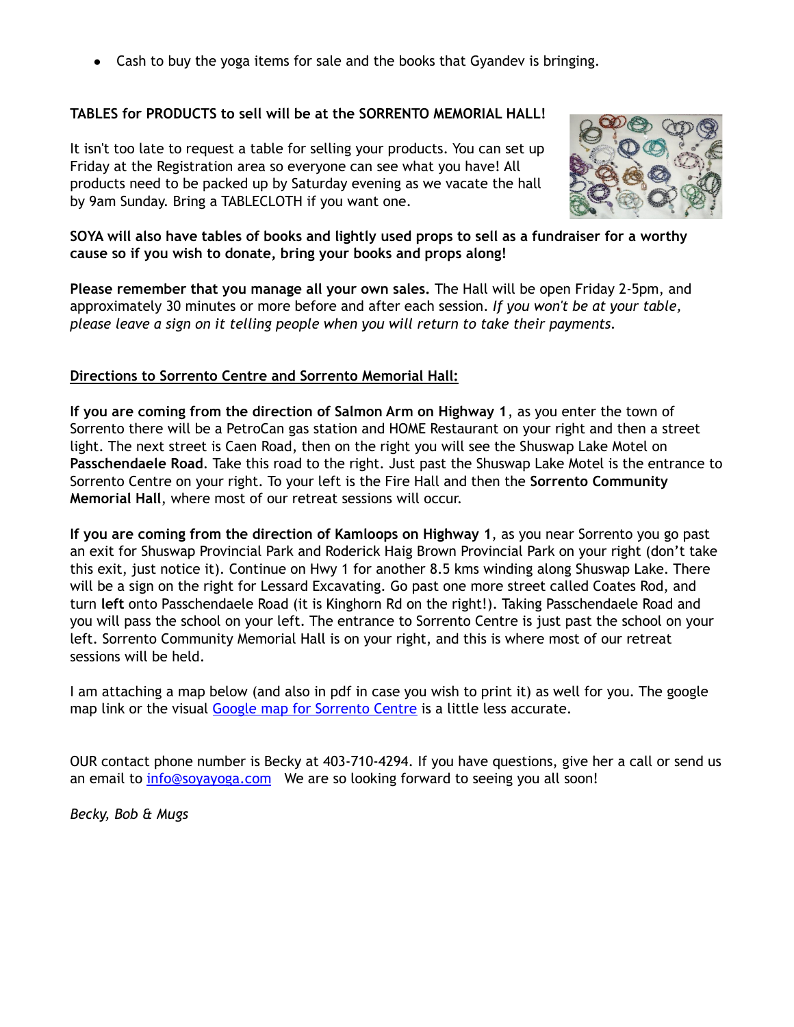- Cash to buy the yoga items for sale and the books that Gyandev is bringing.

**TABLES for PRODUCTS to sell will be at the SORRENTO MEMORIAL HALL!**

It isn't too late to request a table for selling your products. You can set up Friday at the Registration area so everyone can see what you have! All products need to be packed up by Saturday evening as we vacate the hall by 9am Sunday. Bring a TABLECLOTH if you want one.

**SOYA will also have tables of books and lightly used props to sell as a fundraiser for a worthy cause so if you wish to donate, bring your books and props along!**

**Please remember that you manage all your own sales.** The Hall will be open Friday 2-5pm, and approximately 30 minutes or more before and after each session. *If you won't be at your table, please leave a sign on it telling people when you will return to take their payments.*

<u>**Directions to Sorrento Centre and Sorrento Memorial Hall:**</u>

**If you are coming from the direction of Salmon Arm on Highway 1**, as you enter the town of Sorrento there will be a PetroCan gas station and HOME Restaurant on your right and then a street light. The next street is Caen Road, then on the right you will see the Shuswap Lake Motel on **Passchendaele Road**. Take this road to the right. Just past the Shuswap Lake Motel is the entrance to Sorrento Centre on your right. To your left is the Fire Hall and then the **Sorrento Community Memorial Hall**, where most of our retreat sessions will occur.

**If you are coming from the direction of Kamloops on Highway 1**, as you near Sorrento you go past an exit for Shuswap Provincial Park and Roderick Haig Brown Provincial Park on your right (don't take this exit, just notice it). Continue on Hwy 1 for another 8.5 kms winding along Shuswap Lake. There will be a sign on the right for Lessard Excavating. Go past one more street called Coates Rod, and turn **left** onto Passchendaele Road (it is Kinghorn Rd on the right!). Taking Passchendaele Road and you will pass the school on your left. The entrance to Sorrento Centre is just past the school on your left. Sorrento Community Memorial Hall is on your right, and this is where most of our retreat sessions will be held.

I am attaching a map below (and also in pdf in case you wish to print it) as well for you. The google map link or the visual [Google map for Sorrento Centre]() is a little less accurate.

OUR contact phone number is Becky at 403-710-4294. If you have questions, give her a call or send us an email to [info@soyayoga.com](mailto:info@soyayoga.com) We are so looking forward to seeing you all soon!

*Becky, Bob & Mugs*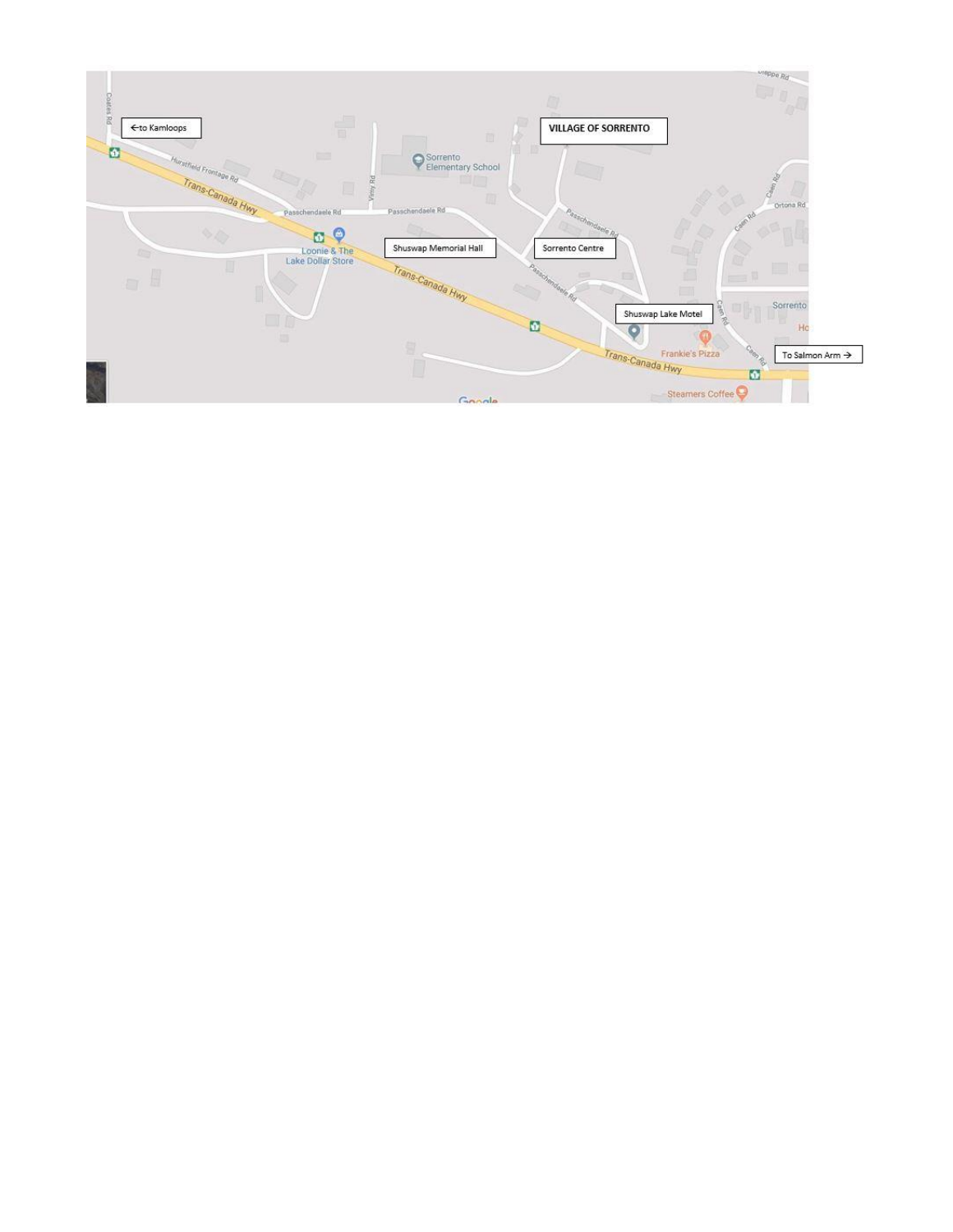←to Kamloops

VILLAGE OF SORRENTO

Shuswap Memorial Hall

Sorrento Centre

Shuswap Lake Motel

To Salmon Arm →

Coates Rd

Hurstfield Frontage Rd

Trans-Canada Hwy

Passchendaele Rd

Vimy Rd

Sorrento Elementary School

Loonie & The Lake Dollar Store

Dieppe Rd

Caen Rd

Ortona Rd

Sorrento

Frankie's Pizza

Steamers Coffee

Google